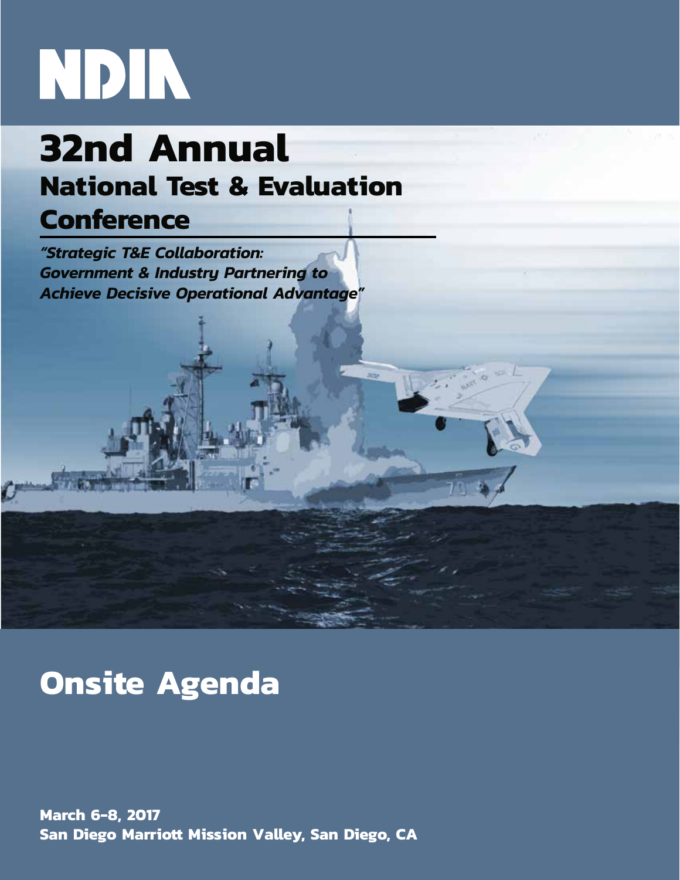NDIA

# 32nd Annual
## National Test & Evaluation Conference

*"Strategic T&E Collaboration: Government & Industry Partnering to Achieve Decisive Operational Advantage"*

# Onsite Agenda

**March 6-8, 2017**
**San Diego Marriott Mission Valley, San Diego, CA**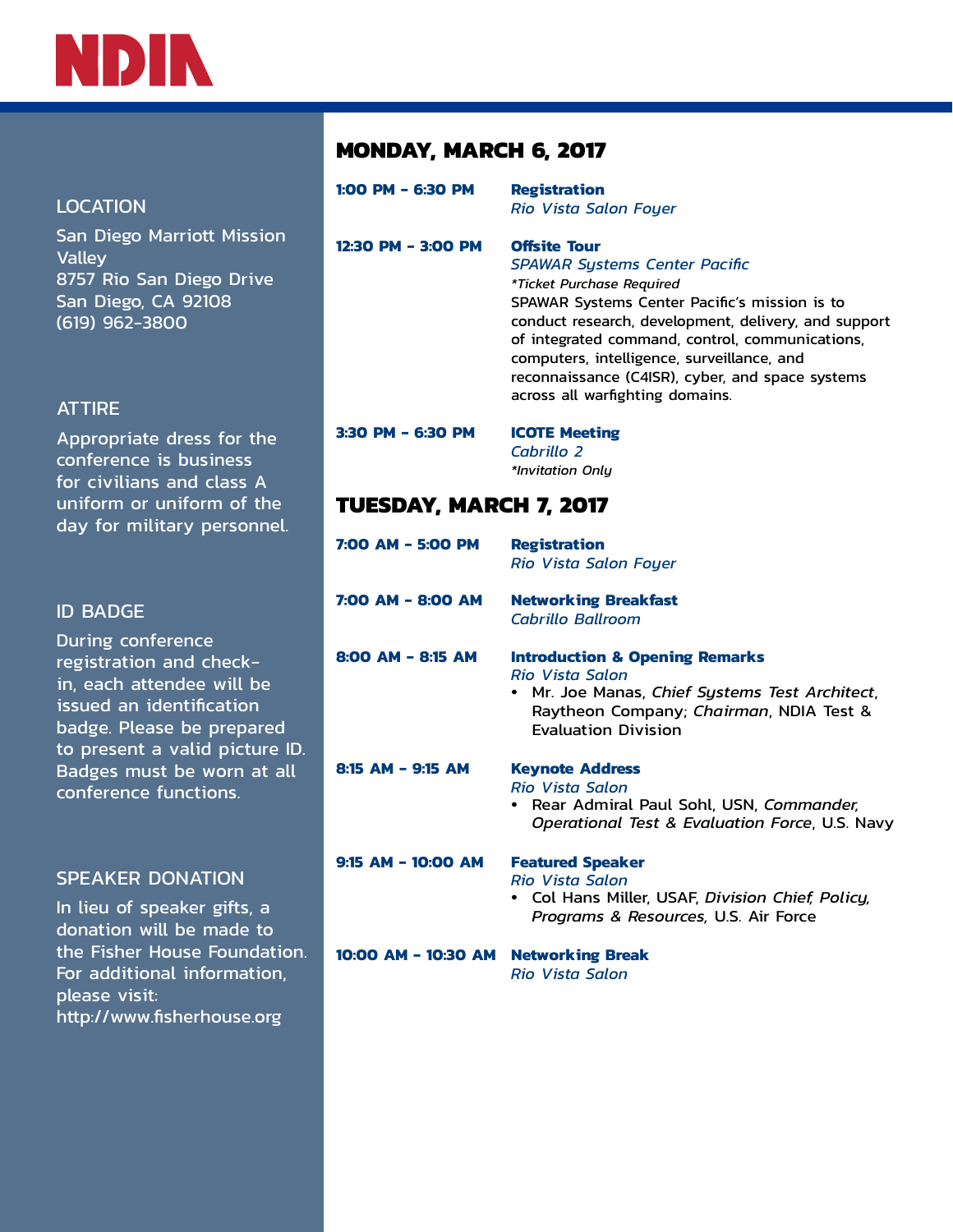NDIA

## LOCATION

San Diego Marriott Mission Valley
8757 Rio San Diego Drive
San Diego, CA 92108
(619) 962-3800

## ATTIRE

Appropriate dress for the conference is business for civilians and class A uniform or uniform of the day for military personnel.

## ID BADGE

During conference registration and check-in, each attendee will be issued an identification badge. Please be prepared to present a valid picture ID. Badges must be worn at all conference functions.

## SPEAKER DONATION

In lieu of speaker gifts, a donation will be made to the Fisher House Foundation. For additional information, please visit: http://www.fisherhouse.org

## MONDAY, MARCH 6, 2017

**1:00 PM - 6:30 PM** **Registration**
*Rio Vista Salon Foyer*

**12:30 PM - 3:00 PM** **Offsite Tour**
*SPAWAR Systems Center Pacific*
*\*Ticket Purchase Required*
SPAWAR Systems Center Pacific's mission is to conduct research, development, delivery, and support of integrated command, control, communications, computers, intelligence, surveillance, and reconnaissance (C4ISR), cyber, and space systems across all warfighting domains.

**3:30 PM - 6:30 PM** **ICOTE Meeting**
*Cabrillo 2*
*\*Invitation Only*

## TUESDAY, MARCH 7, 2017

**7:00 AM - 5:00 PM** **Registration**
*Rio Vista Salon Foyer*

**7:00 AM - 8:00 AM** **Networking Breakfast**
*Cabrillo Ballroom*

**8:00 AM - 8:15 AM** **Introduction & Opening Remarks**
*Rio Vista Salon*
- Mr. Joe Manas, *Chief Systems Test Architect*, Raytheon Company; *Chairman*, NDIA Test & Evaluation Division

**8:15 AM - 9:15 AM** **Keynote Address**
*Rio Vista Salon*
- Rear Admiral Paul Sohl, USN, *Commander, Operational Test & Evaluation Force*, U.S. Navy

**9:15 AM - 10:00 AM** **Featured Speaker**
*Rio Vista Salon*
- Col Hans Miller, USAF, *Division Chief, Policy, Programs & Resources*, U.S. Air Force

**10:00 AM - 10:30 AM** **Networking Break**
*Rio Vista Salon*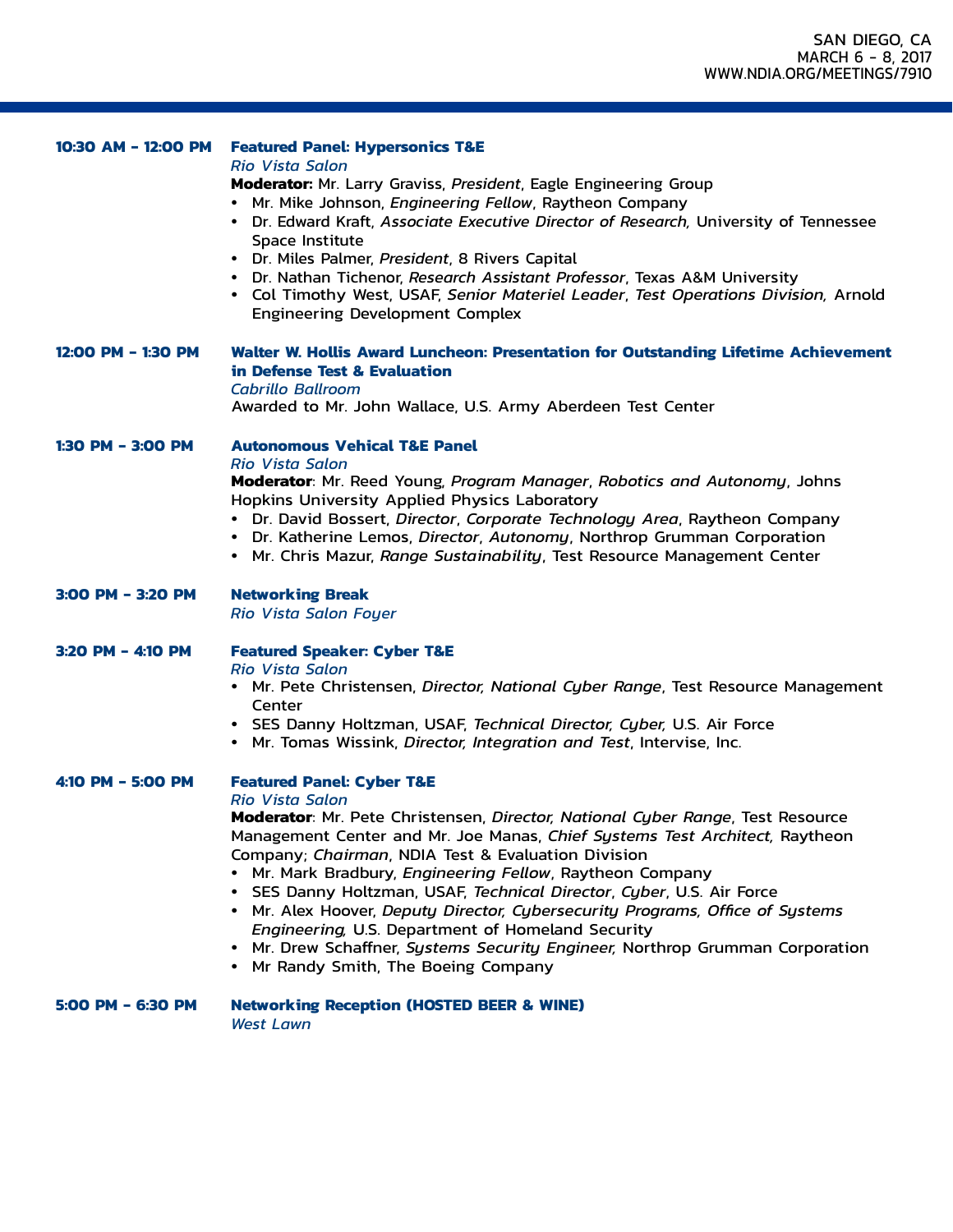**10:30 AM - 12:00 PM** **Featured Panel: Hypersonics T&E**
*Rio Vista Salon*
**Moderator:** Mr. Larry Graviss, *President*, Eagle Engineering Group

- Mr. Mike Johnson, *Engineering Fellow*, Raytheon Company
- Dr. Edward Kraft, *Associate Executive Director of Research,* University of Tennessee Space Institute
- Dr. Miles Palmer, *President*, 8 Rivers Capital
- Dr. Nathan Tichenor, *Research Assistant Professor*, Texas A&M University
- Col Timothy West, USAF, *Senior Materiel Leader*, *Test Operations Division,* Arnold Engineering Development Complex

**12:00 PM - 1:30 PM** **Walter W. Hollis Award Luncheon: Presentation for Outstanding Lifetime Achievement in Defense Test & Evaluation**
*Cabrillo Ballroom*
Awarded to Mr. John Wallace, U.S. Army Aberdeen Test Center

**1:30 PM - 3:00 PM** **Autonomous Vehical T&E Panel**
*Rio Vista Salon*
**Moderator**: Mr. Reed Young, *Program Manager*, *Robotics and Autonomy*, Johns Hopkins University Applied Physics Laboratory

- Dr. David Bossert, *Director*, *Corporate Technology Area*, Raytheon Company
- Dr. Katherine Lemos, *Director*, *Autonomy*, Northrop Grumman Corporation
- Mr. Chris Mazur, *Range Sustainability*, Test Resource Management Center

**3:00 PM - 3:20 PM** **Networking Break**
*Rio Vista Salon Foyer*

**3:20 PM - 4:10 PM** **Featured Speaker: Cyber T&E**
*Rio Vista Salon*

- Mr. Pete Christensen, *Director, National Cyber Range*, Test Resource Management Center
- SES Danny Holtzman, USAF, *Technical Director, Cyber,* U.S. Air Force
- Mr. Tomas Wissink, *Director, Integration and Test*, Intervise, Inc.

**4:10 PM - 5:00 PM** **Featured Panel: Cyber T&E**
*Rio Vista Salon*
**Moderator**: Mr. Pete Christensen, *Director, National Cyber Range*, Test Resource Management Center and Mr. Joe Manas, *Chief Systems Test Architect,* Raytheon Company; *Chairman*, NDIA Test & Evaluation Division

- Mr. Mark Bradbury, *Engineering Fellow*, Raytheon Company
- SES Danny Holtzman, USAF, *Technical Director*, *Cyber*, U.S. Air Force
- Mr. Alex Hoover, *Deputy Director, Cybersecurity Programs, Office of Systems Engineering,* U.S. Department of Homeland Security
- Mr. Drew Schaffner, *Systems Security Engineer,* Northrop Grumman Corporation
- Mr Randy Smith, The Boeing Company

**5:00 PM - 6:30 PM** **Networking Reception (HOSTED BEER & WINE)**
*West Lawn*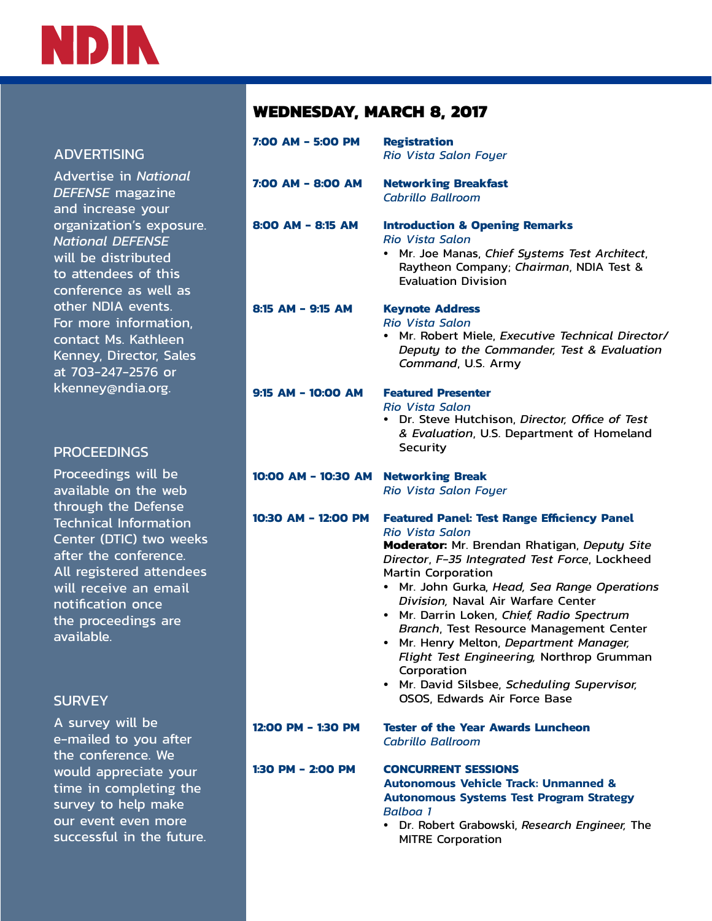## ADVERTISING

Advertise in *National DEFENSE* magazine and increase your organization's exposure. *National DEFENSE* will be distributed to attendees of this conference as well as other NDIA events. For more information, contact Ms. Kathleen Kenney, Director, Sales at 703-247-2576 or kkenney@ndia.org.

## PROCEEDINGS

Proceedings will be available on the web through the Defense Technical Information Center (DTIC) two weeks after the conference. All registered attendees will receive an email notification once the proceedings are available.

## SURVEY

A survey will be e-mailed to you after the conference. We would appreciate your time in completing the survey to help make our event even more successful in the future.

# WEDNESDAY, MARCH 8, 2017

**7:00 AM - 5:00 PM** **Registration**
*Rio Vista Salon Foyer*

**7:00 AM - 8:00 AM** **Networking Breakfast**
*Cabrillo Ballroom*

**8:00 AM - 8:15 AM** **Introduction & Opening Remarks**
*Rio Vista Salon*

- Mr. Joe Manas, *Chief Systems Test Architect*, Raytheon Company; *Chairman*, NDIA Test & Evaluation Division

**8:15 AM - 9:15 AM** **Keynote Address**
*Rio Vista Salon*

- Mr. Robert Miele, *Executive Technical Director/ Deputy to the Commander, Test & Evaluation Command*, U.S. Army

**9:15 AM - 10:00 AM** **Featured Presenter**
*Rio Vista Salon*

- Dr. Steve Hutchison, *Director, Office of Test & Evaluation*, U.S. Department of Homeland Security

**10:00 AM - 10:30 AM** **Networking Break**
*Rio Vista Salon Foyer*

**10:30 AM - 12:00 PM** **Featured Panel: Test Range Efficiency Panel**
*Rio Vista Salon*

**Moderator:** Mr. Brendan Rhatigan, *Deputy Site Director*, *F-35 Integrated Test Force*, Lockheed Martin Corporation

- Mr. John Gurka, *Head, Sea Range Operations Division,* Naval Air Warfare Center
- Mr. Darrin Loken, *Chief, Radio Spectrum Branch*, Test Resource Management Center
- Mr. Henry Melton, *Department Manager, Flight Test Engineering,* Northrop Grumman Corporation
- Mr. David Silsbee, *Scheduling Supervisor,* OSOS, Edwards Air Force Base

**12:00 PM - 1:30 PM** **Tester of the Year Awards Luncheon**
*Cabrillo Ballroom*

**1:30 PM - 2:00 PM** **CONCURRENT SESSIONS**
**Autonomous Vehicle Track: Unmanned & Autonomous Systems Test Program Strategy**
*Balboa 1*

- Dr. Robert Grabowski, *Research Engineer,* The MITRE Corporation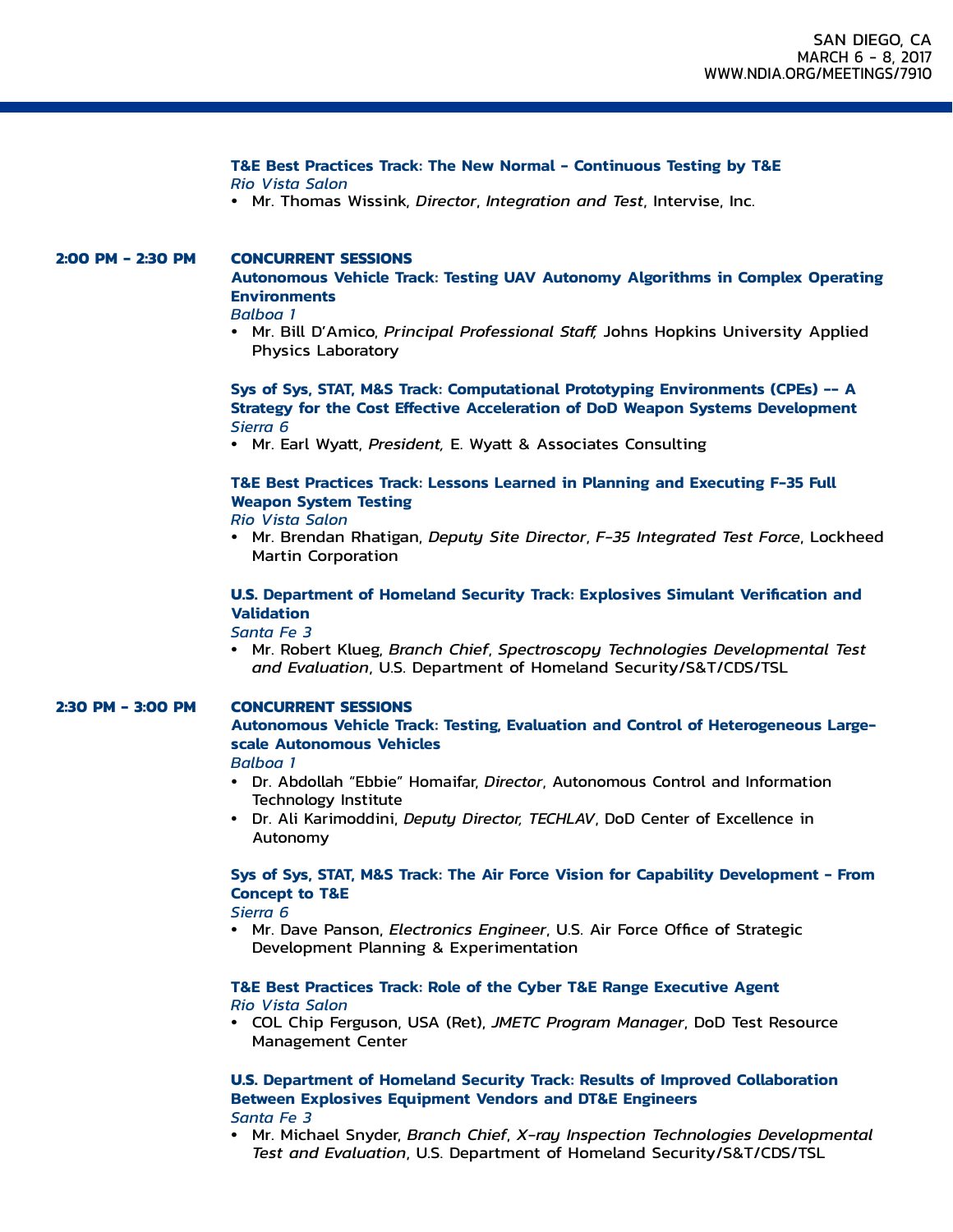**T&E Best Practices Track: The New Normal - Continuous Testing by T&E**
*Rio Vista Salon*
- Mr. Thomas Wissink, *Director*, *Integration and Test*, Intervise, Inc.

**2:00 PM - 2:30 PM**

**CONCURRENT SESSIONS**

**Autonomous Vehicle Track: Testing UAV Autonomy Algorithms in Complex Operating Environments**
*Balboa 1*
- Mr. Bill D'Amico, *Principal Professional Staff,* Johns Hopkins University Applied Physics Laboratory

**Sys of Sys, STAT, M&S Track: Computational Prototyping Environments (CPEs) -- A Strategy for the Cost Effective Acceleration of DoD Weapon Systems Development**
*Sierra 6*
- Mr. Earl Wyatt, *President,* E. Wyatt & Associates Consulting

**T&E Best Practices Track: Lessons Learned in Planning and Executing F-35 Full Weapon System Testing**
*Rio Vista Salon*
- Mr. Brendan Rhatigan, *Deputy Site Director*, *F-35 Integrated Test Force*, Lockheed Martin Corporation

**U.S. Department of Homeland Security Track: Explosives Simulant Verification and Validation**
*Santa Fe 3*
- Mr. Robert Klueg, *Branch Chief*, *Spectroscopy Technologies Developmental Test and Evaluation*, U.S. Department of Homeland Security/S&T/CDS/TSL

**2:30 PM - 3:00 PM**

**CONCURRENT SESSIONS**

**Autonomous Vehicle Track: Testing, Evaluation and Control of Heterogeneous Large-scale Autonomous Vehicles**
*Balboa 1*
- Dr. Abdollah "Ebbie" Homaifar, *Director*, Autonomous Control and Information Technology Institute
- Dr. Ali Karimoddini, *Deputy Director, TECHLAV*, DoD Center of Excellence in Autonomy

**Sys of Sys, STAT, M&S Track: The Air Force Vision for Capability Development - From Concept to T&E**
*Sierra 6*
- Mr. Dave Panson, *Electronics Engineer*, U.S. Air Force Office of Strategic Development Planning & Experimentation

**T&E Best Practices Track: Role of the Cyber T&E Range Executive Agent**
*Rio Vista Salon*
- COL Chip Ferguson, USA (Ret), *JMETC Program Manager*, DoD Test Resource Management Center

**U.S. Department of Homeland Security Track: Results of Improved Collaboration Between Explosives Equipment Vendors and DT&E Engineers**
*Santa Fe 3*
- Mr. Michael Snyder, *Branch Chief*, *X-ray Inspection Technologies Developmental Test and Evaluation*, U.S. Department of Homeland Security/S&T/CDS/TSL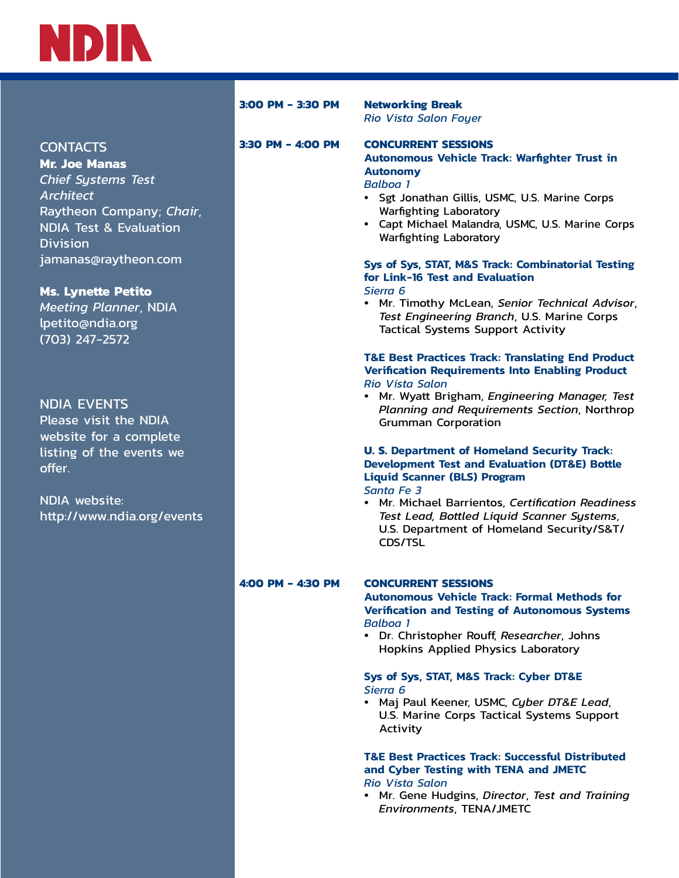NDIA

CONTACTS

**Mr. Joe Manas**
*Chief Systems Test Architect*
Raytheon Company; *Chair*, NDIA Test & Evaluation Division
jamanas@raytheon.com

**Ms. Lynette Petito**
*Meeting Planner*, NDIA
lpetito@ndia.org
(703) 247-2572

NDIA EVENTS

Please visit the NDIA website for a complete listing of the events we offer.

NDIA website:
http://www.ndia.org/events

**3:00 PM – 3:30 PM** **Networking Break**
*Rio Vista Salon Foyer*

**3:30 PM – 4:00 PM** **CONCURRENT SESSIONS**

**Autonomous Vehicle Track: Warfighter Trust in Autonomy**
*Balboa 1*

- Sgt Jonathan Gillis, USMC, U.S. Marine Corps Warfighting Laboratory
- Capt Michael Malandra, USMC, U.S. Marine Corps Warfighting Laboratory

**Sys of Sys, STAT, M&S Track: Combinatorial Testing for Link-16 Test and Evaluation**
*Sierra 6*

- Mr. Timothy McLean, *Senior Technical Advisor*, *Test Engineering Branch*, U.S. Marine Corps Tactical Systems Support Activity

**T&E Best Practices Track: Translating End Product Verification Requirements Into Enabling Product**
*Rio Vista Salon*

- Mr. Wyatt Brigham, *Engineering Manager, Test Planning and Requirements Section*, Northrop Grumman Corporation

**U. S. Department of Homeland Security Track: Development Test and Evaluation (DT&E) Bottle Liquid Scanner (BLS) Program**
*Santa Fe 3*

- Mr. Michael Barrientos, *Certification Readiness Test Lead, Bottled Liquid Scanner Systems*, U.S. Department of Homeland Security/S&T/CDS/TSL

**4:00 PM – 4:30 PM** **CONCURRENT SESSIONS**

**Autonomous Vehicle Track: Formal Methods for Verification and Testing of Autonomous Systems**
*Balboa 1*

- Dr. Christopher Rouff, *Researcher*, Johns Hopkins Applied Physics Laboratory

**Sys of Sys, STAT, M&S Track: Cyber DT&E**
*Sierra 6*

- Maj Paul Keener, USMC, *Cyber DT&E Lead*, U.S. Marine Corps Tactical Systems Support Activity

**T&E Best Practices Track: Successful Distributed and Cyber Testing with TENA and JMETC**
*Rio Vista Salon*

- Mr. Gene Hudgins, *Director*, *Test and Training Environments*, TENA/JMETC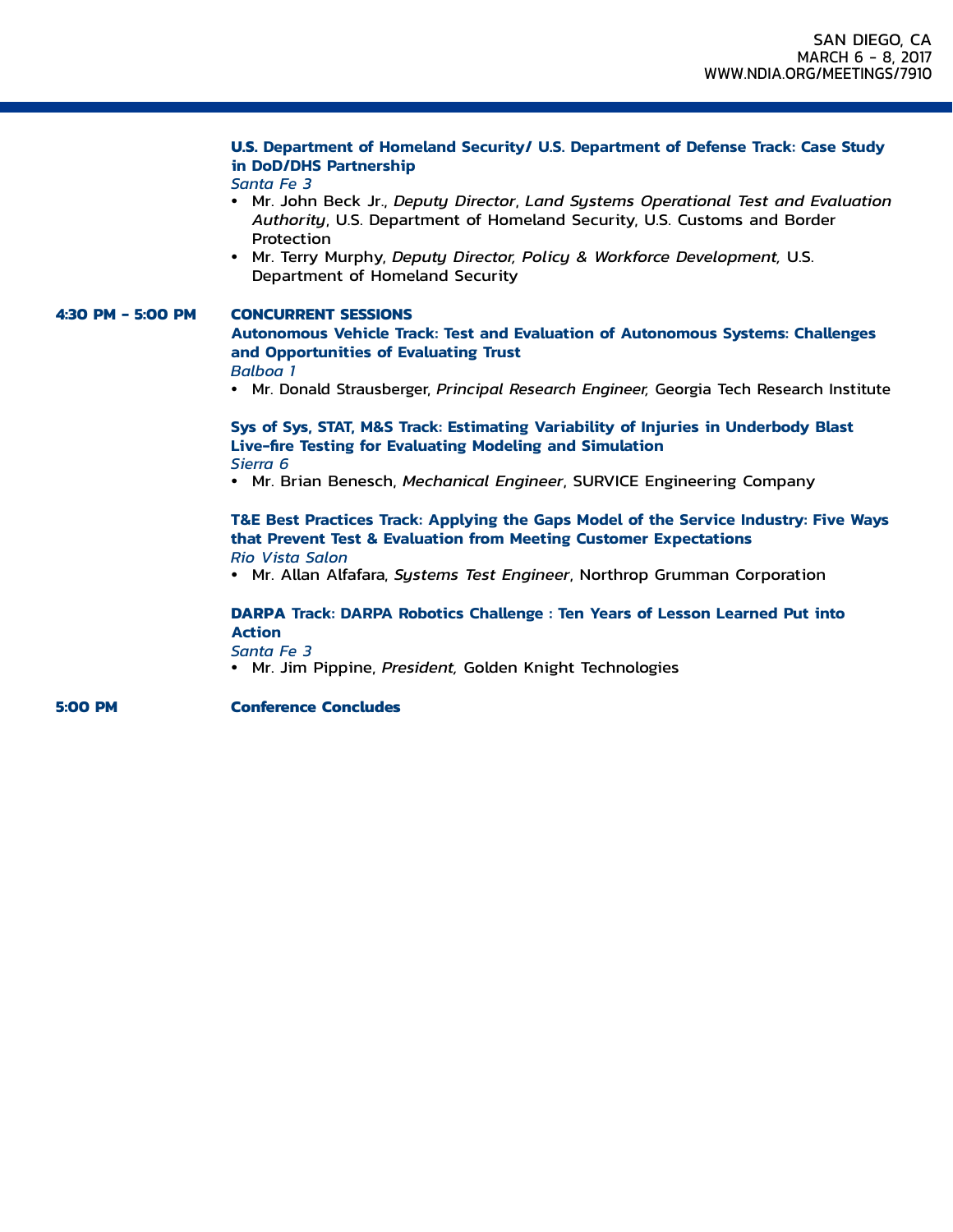**U.S. Department of Homeland Security/ U.S. Department of Defense Track: Case Study in DoD/DHS Partnership**
*Santa Fe 3*

- Mr. John Beck Jr., *Deputy Director*, *Land Systems Operational Test and Evaluation Authority*, U.S. Department of Homeland Security, U.S. Customs and Border Protection
- Mr. Terry Murphy, *Deputy Director, Policy & Workforce Development*, U.S. Department of Homeland Security

**4:30 PM – 5:00 PM** **CONCURRENT SESSIONS**

**Autonomous Vehicle Track: Test and Evaluation of Autonomous Systems: Challenges and Opportunities of Evaluating Trust**
*Balboa 1*

- Mr. Donald Strausberger, *Principal Research Engineer,* Georgia Tech Research Institute

**Sys of Sys, STAT, M&S Track: Estimating Variability of Injuries in Underbody Blast Live-fire Testing for Evaluating Modeling and Simulation**
*Sierra 6*

- Mr. Brian Benesch, *Mechanical Engineer*, SURVICE Engineering Company

**T&E Best Practices Track: Applying the Gaps Model of the Service Industry: Five Ways that Prevent Test & Evaluation from Meeting Customer Expectations**
*Rio Vista Salon*

- Mr. Allan Alfafara, *Systems Test Engineer*, Northrop Grumman Corporation

**DARPA Track: DARPA Robotics Challenge : Ten Years of Lesson Learned Put into Action**
*Santa Fe 3*

- Mr. Jim Pippine, *President,* Golden Knight Technologies

**5:00 PM** **Conference Concludes**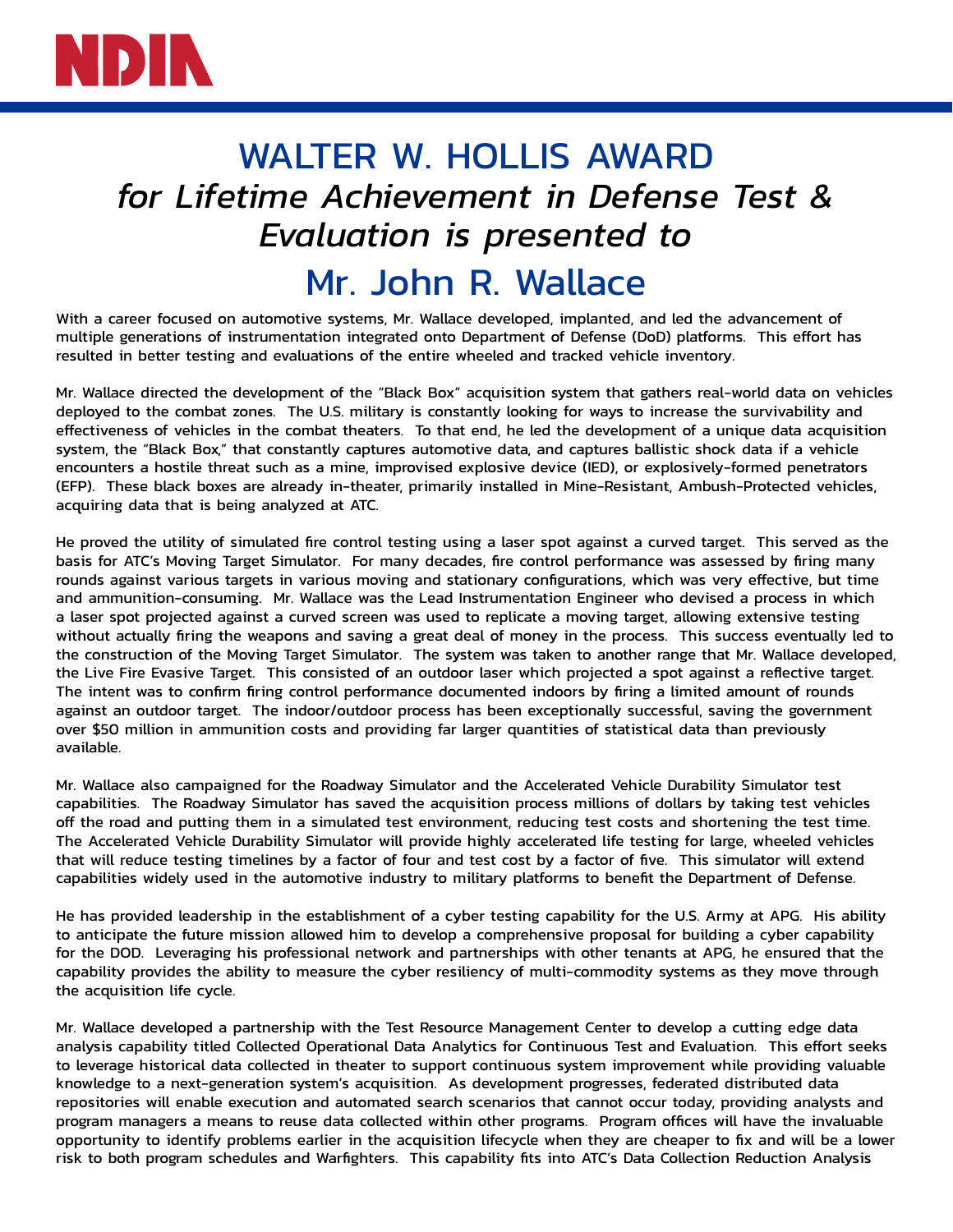# WALTER W. HOLLIS AWARD

## *for Lifetime Achievement in Defense Test & Evaluation is presented to*

## Mr. John R. Wallace

With a career focused on automotive systems, Mr. Wallace developed, implanted, and led the advancement of multiple generations of instrumentation integrated onto Department of Defense (DoD) platforms. This effort has resulted in better testing and evaluations of the entire wheeled and tracked vehicle inventory.

Mr. Wallace directed the development of the "Black Box" acquisition system that gathers real-world data on vehicles deployed to the combat zones. The U.S. military is constantly looking for ways to increase the survivability and effectiveness of vehicles in the combat theaters. To that end, he led the development of a unique data acquisition system, the "Black Box," that constantly captures automotive data, and captures ballistic shock data if a vehicle encounters a hostile threat such as a mine, improvised explosive device (IED), or explosively-formed penetrators (EFP). These black boxes are already in-theater, primarily installed in Mine-Resistant, Ambush-Protected vehicles, acquiring data that is being analyzed at ATC.

He proved the utility of simulated fire control testing using a laser spot against a curved target. This served as the basis for ATC's Moving Target Simulator. For many decades, fire control performance was assessed by firing many rounds against various targets in various moving and stationary configurations, which was very effective, but time and ammunition-consuming. Mr. Wallace was the Lead Instrumentation Engineer who devised a process in which a laser spot projected against a curved screen was used to replicate a moving target, allowing extensive testing without actually firing the weapons and saving a great deal of money in the process. This success eventually led to the construction of the Moving Target Simulator. The system was taken to another range that Mr. Wallace developed, the Live Fire Evasive Target. This consisted of an outdoor laser which projected a spot against a reflective target. The intent was to confirm firing control performance documented indoors by firing a limited amount of rounds against an outdoor target. The indoor/outdoor process has been exceptionally successful, saving the government over $50 million in ammunition costs and providing far larger quantities of statistical data than previously available.

Mr. Wallace also campaigned for the Roadway Simulator and the Accelerated Vehicle Durability Simulator test capabilities. The Roadway Simulator has saved the acquisition process millions of dollars by taking test vehicles off the road and putting them in a simulated test environment, reducing test costs and shortening the test time. The Accelerated Vehicle Durability Simulator will provide highly accelerated life testing for large, wheeled vehicles that will reduce testing timelines by a factor of four and test cost by a factor of five. This simulator will extend capabilities widely used in the automotive industry to military platforms to benefit the Department of Defense.

He has provided leadership in the establishment of a cyber testing capability for the U.S. Army at APG. His ability to anticipate the future mission allowed him to develop a comprehensive proposal for building a cyber capability for the DOD. Leveraging his professional network and partnerships with other tenants at APG, he ensured that the capability provides the ability to measure the cyber resiliency of multi-commodity systems as they move through the acquisition life cycle.

Mr. Wallace developed a partnership with the Test Resource Management Center to develop a cutting edge data analysis capability titled Collected Operational Data Analytics for Continuous Test and Evaluation. This effort seeks to leverage historical data collected in theater to support continuous system improvement while providing valuable knowledge to a next-generation system's acquisition. As development progresses, federated distributed data repositories will enable execution and automated search scenarios that cannot occur today, providing analysts and program managers a means to reuse data collected within other programs. Program offices will have the invaluable opportunity to identify problems earlier in the acquisition lifecycle when they are cheaper to fix and will be a lower risk to both program schedules and Warfighters. This capability fits into ATC's Data Collection Reduction Analysis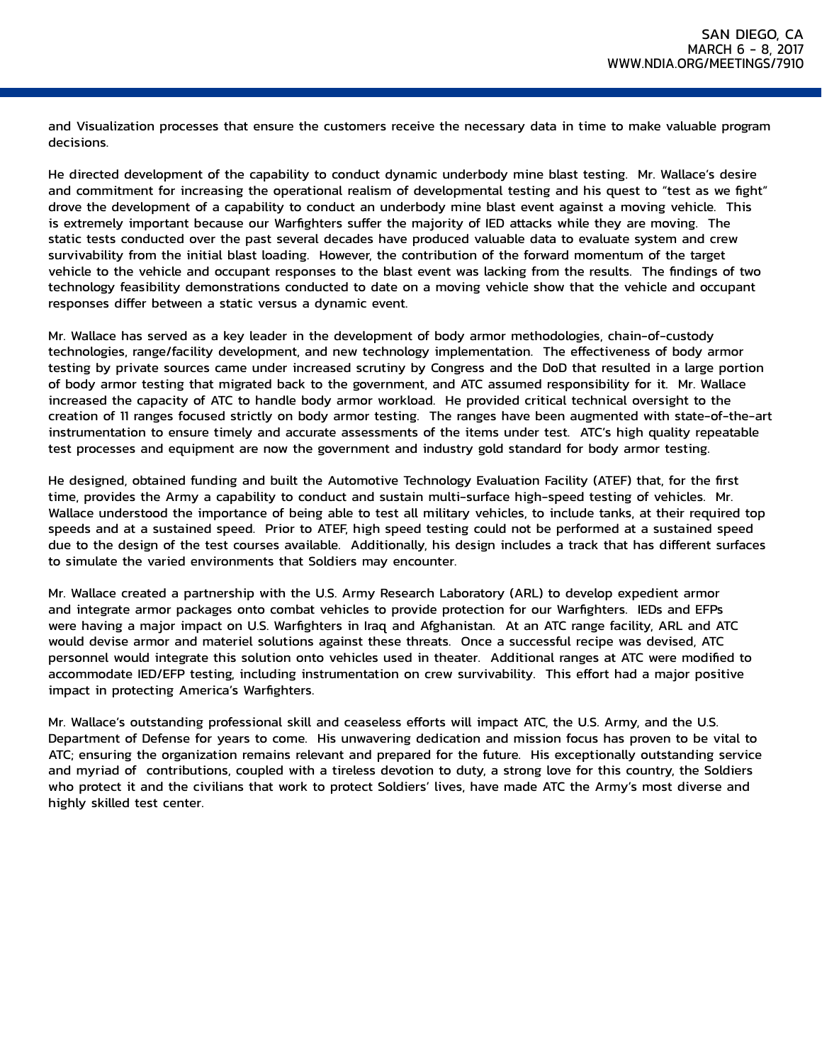and Visualization processes that ensure the customers receive the necessary data in time to make valuable program decisions.

He directed development of the capability to conduct dynamic underbody mine blast testing. Mr. Wallace's desire and commitment for increasing the operational realism of developmental testing and his quest to "test as we fight" drove the development of a capability to conduct an underbody mine blast event against a moving vehicle. This is extremely important because our Warfighters suffer the majority of IED attacks while they are moving. The static tests conducted over the past several decades have produced valuable data to evaluate system and crew survivability from the initial blast loading. However, the contribution of the forward momentum of the target vehicle to the vehicle and occupant responses to the blast event was lacking from the results. The findings of two technology feasibility demonstrations conducted to date on a moving vehicle show that the vehicle and occupant responses differ between a static versus a dynamic event.

Mr. Wallace has served as a key leader in the development of body armor methodologies, chain-of-custody technologies, range/facility development, and new technology implementation. The effectiveness of body armor testing by private sources came under increased scrutiny by Congress and the DoD that resulted in a large portion of body armor testing that migrated back to the government, and ATC assumed responsibility for it. Mr. Wallace increased the capacity of ATC to handle body armor workload. He provided critical technical oversight to the creation of 11 ranges focused strictly on body armor testing. The ranges have been augmented with state-of-the-art instrumentation to ensure timely and accurate assessments of the items under test. ATC's high quality repeatable test processes and equipment are now the government and industry gold standard for body armor testing.

He designed, obtained funding and built the Automotive Technology Evaluation Facility (ATEF) that, for the first time, provides the Army a capability to conduct and sustain multi-surface high-speed testing of vehicles. Mr. Wallace understood the importance of being able to test all military vehicles, to include tanks, at their required top speeds and at a sustained speed. Prior to ATEF, high speed testing could not be performed at a sustained speed due to the design of the test courses available. Additionally, his design includes a track that has different surfaces to simulate the varied environments that Soldiers may encounter.

Mr. Wallace created a partnership with the U.S. Army Research Laboratory (ARL) to develop expedient armor and integrate armor packages onto combat vehicles to provide protection for our Warfighters. IEDs and EFPs were having a major impact on U.S. Warfighters in Iraq and Afghanistan. At an ATC range facility, ARL and ATC would devise armor and materiel solutions against these threats. Once a successful recipe was devised, ATC personnel would integrate this solution onto vehicles used in theater. Additional ranges at ATC were modified to accommodate IED/EFP testing, including instrumentation on crew survivability. This effort had a major positive impact in protecting America's Warfighters.

Mr. Wallace's outstanding professional skill and ceaseless efforts will impact ATC, the U.S. Army, and the U.S. Department of Defense for years to come. His unwavering dedication and mission focus has proven to be vital to ATC; ensuring the organization remains relevant and prepared for the future. His exceptionally outstanding service and myriad of contributions, coupled with a tireless devotion to duty, a strong love for this country, the Soldiers who protect it and the civilians that work to protect Soldiers' lives, have made ATC the Army's most diverse and highly skilled test center.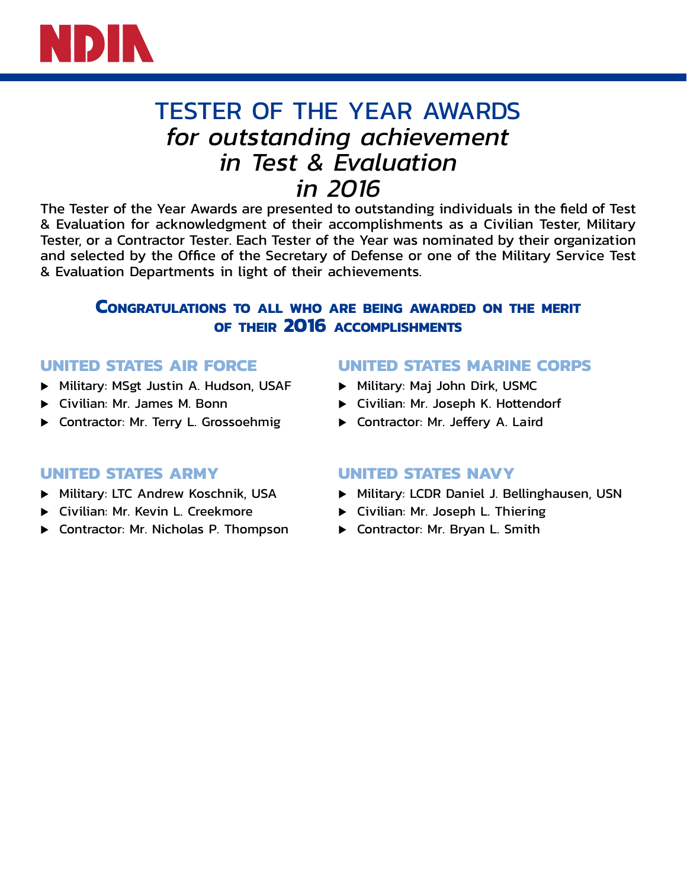NDIA

# TESTER OF THE YEAR AWARDS

*for outstanding achievement in Test & Evaluation in 2016*

The Tester of the Year Awards are presented to outstanding individuals in the field of Test & Evaluation for acknowledgment of their accomplishments as a Civilian Tester, Military Tester, or a Contractor Tester. Each Tester of the Year was nominated by their organization and selected by the Office of the Secretary of Defense or one of the Military Service Test & Evaluation Departments in light of their achievements.

**CONGRATULATIONS TO ALL WHO ARE BEING AWARDED ON THE MERIT OF THEIR 2016 ACCOMPLISHMENTS**

## UNITED STATES AIR FORCE

- Military: MSgt Justin A. Hudson, USAF
- Civilian: Mr. James M. Bonn
- Contractor: Mr. Terry L. Grossoehmig

## UNITED STATES ARMY

- Military: LTC Andrew Koschnik, USA
- Civilian: Mr. Kevin L. Creekmore
- Contractor: Mr. Nicholas P. Thompson

## UNITED STATES MARINE CORPS

- Military: Maj John Dirk, USMC
- Civilian: Mr. Joseph K. Hottendorf
- Contractor: Mr. Jeffery A. Laird

## UNITED STATES NAVY

- Military: LCDR Daniel J. Bellinghausen, USN
- Civilian: Mr. Joseph L. Thiering
- Contractor: Mr. Bryan L. Smith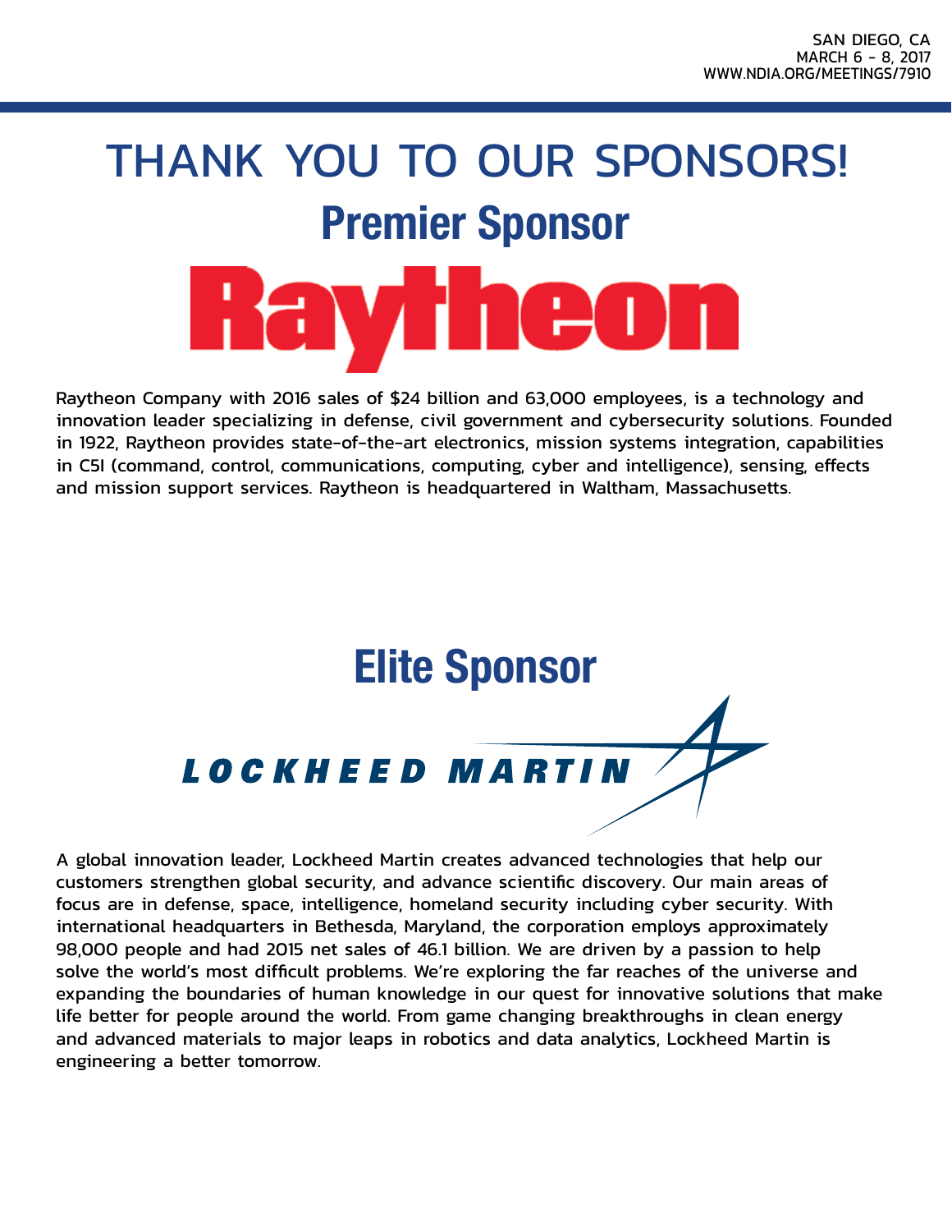# THANK YOU TO OUR SPONSORS!

## Premier Sponsor

Raytheon

Raytheon Company with 2016 sales of $24 billion and 63,000 employees, is a technology and innovation leader specializing in defense, civil government and cybersecurity solutions. Founded in 1922, Raytheon provides state-of-the-art electronics, mission systems integration, capabilities in C5I (command, control, communications, computing, cyber and intelligence), sensing, effects and mission support services. Raytheon is headquartered in Waltham, Massachusetts.

## Elite Sponsor

LOCKHEED MARTIN

A global innovation leader, Lockheed Martin creates advanced technologies that help our customers strengthen global security, and advance scientific discovery. Our main areas of focus are in defense, space, intelligence, homeland security including cyber security. With international headquarters in Bethesda, Maryland, the corporation employs approximately 98,000 people and had 2015 net sales of 46.1 billion. We are driven by a passion to help solve the world's most difficult problems. We're exploring the far reaches of the universe and expanding the boundaries of human knowledge in our quest for innovative solutions that make life better for people around the world. From game changing breakthroughs in clean energy and advanced materials to major leaps in robotics and data analytics, Lockheed Martin is engineering a better tomorrow.